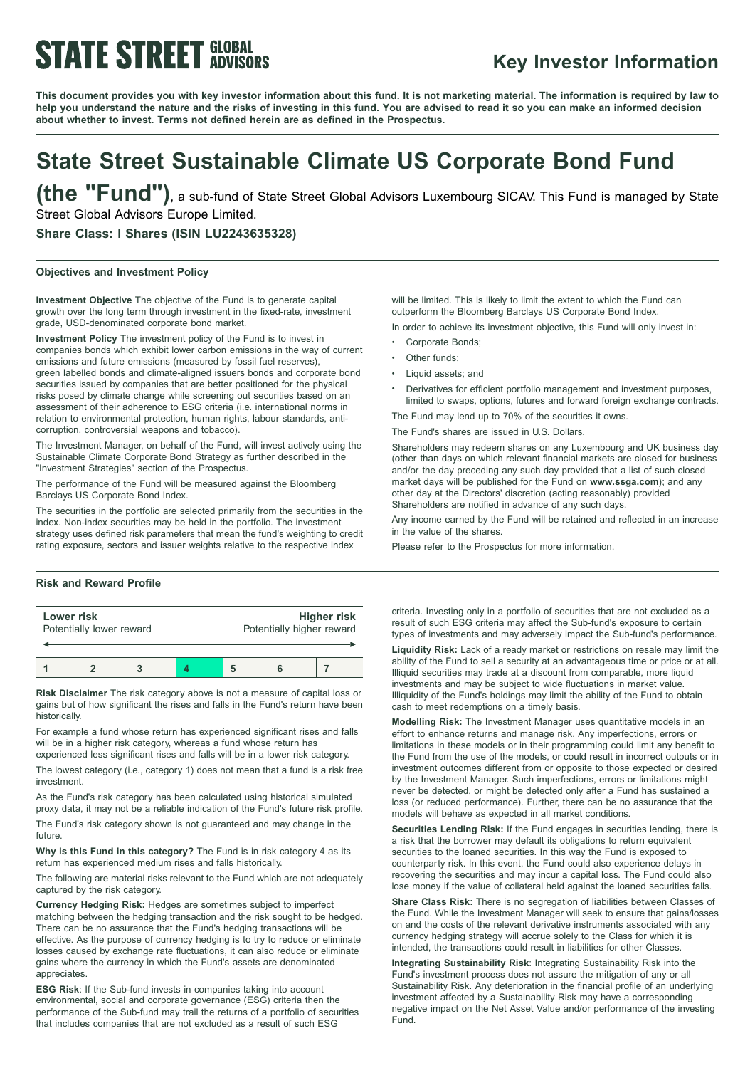# STATE STREET GLOBAL ADVISORS

## Key Investor Information

**This document provides you with key investor information about this fund. It is not marketing material. The information is required by law to help you understand the nature and the risks of investing in this fund. You are advised to read it so you can make an informed decision about whether to invest. Terms not defined herein are as defined in the Prospectus.**

# State Street Sustainable Climate US Corporate Bond Fund (the "Fund"), a sub-fund of State Street Global Advisors Luxembourg SICAV. This Fund is managed by State Street Global Advisors Europe Limited.

**Share Class: I Shares (ISIN LU2243635328)**

### Objectives and Investment Policy

**Investment Objective** The objective of the Fund is to generate capital growth over the long term through investment in the fixed-rate, investment grade, USD-denominated corporate bond market.

**Investment Policy** The investment policy of the Fund is to invest in companies bonds which exhibit lower carbon emissions in the way of current emissions and future emissions (measured by fossil fuel reserves), green labelled bonds and climate-aligned issuers bonds and corporate bond securities issued by companies that are better positioned for the physical risks posed by climate change while screening out securities based on an assessment of their adherence to ESG criteria (i.e. international norms in relation to environmental protection, human rights, labour standards, anti-corruption, controversial weapons and tobacco).

The Investment Manager, on behalf of the Fund, will invest actively using the Sustainable Climate Corporate Bond Strategy as further described in the "Investment Strategies" section of the Prospectus.

The performance of the Fund will be measured against the Bloomberg Barclays US Corporate Bond Index.

The securities in the portfolio are selected primarily from the securities in the index. Non-index securities may be held in the portfolio. The investment strategy uses defined risk parameters that mean the fund's weighting to credit rating exposure, sectors and issuer weights relative to the respective index will be limited. This is likely to limit the extent to which the Fund can outperform the Bloomberg Barclays US Corporate Bond Index.

In order to achieve its investment objective, this Fund will only invest in:

- Corporate Bonds;
- Other funds;
- Liquid assets; and
- Derivatives for efficient portfolio management and investment purposes, limited to swaps, options, futures and forward foreign exchange contracts.

The Fund may lend up to 70% of the securities it owns.

The Fund's shares are issued in U.S. Dollars.

Shareholders may redeem shares on any Luxembourg and UK business day (other than days on which relevant financial markets are closed for business and/or the day preceding any such day provided that a list of such closed market days will be published for the Fund on **www.ssga.com**); and any other day at the Directors' discretion (acting reasonably) provided Shareholders are notified in advance of any such days.

Any income earned by the Fund will be retained and reflected in an increase in the value of the shares.

Please refer to the Prospectus for more information.

### Risk and Reward Profile

| **Lower risk** Potentially lower reward | | | | | | **Higher risk** Potentially higher reward |
|---|---|---|---|---|---|---|
| 1 | 2 | 3 | **4** | 5 | 6 | 7 |

**Risk Disclaimer** The risk category above is not a measure of capital loss or gains but of how significant the rises and falls in the Fund's return have been historically.

For example a fund whose return has experienced significant rises and falls will be in a higher risk category, whereas a fund whose return has experienced less significant rises and falls will be in a lower risk category.

The lowest category (i.e., category 1) does not mean that a fund is a risk free investment.

As the Fund's risk category has been calculated using historical simulated proxy data, it may not be a reliable indication of the Fund's future risk profile.

The Fund's risk category shown is not guaranteed and may change in the future.

**Why is this Fund in this category?** The Fund is in risk category 4 as its return has experienced medium rises and falls historically.

The following are material risks relevant to the Fund which are not adequately captured by the risk category.

**Currency Hedging Risk:** Hedges are sometimes subject to imperfect matching between the hedging transaction and the risk sought to be hedged. There can be no assurance that the Fund's hedging transactions will be effective. As the purpose of currency hedging is to try to reduce or eliminate losses caused by exchange rate fluctuations, it can also reduce or eliminate gains where the currency in which the Fund's assets are denominated appreciates.

**ESG Risk**: If the Sub-fund invests in companies taking into account environmental, social and corporate governance (ESG) criteria then the performance of the Sub-fund may trail the returns of a portfolio of securities that includes companies that are not excluded as a result of such ESG criteria. Investing only in a portfolio of securities that are not excluded as a result of such ESG criteria may affect the Sub-fund's exposure to certain types of investments and may adversely impact the Sub-fund's performance.

**Liquidity Risk:** Lack of a ready market or restrictions on resale may limit the ability of the Fund to sell a security at an advantageous time or price or at all. Illiquid securities may trade at a discount from comparable, more liquid investments and may be subject to wide fluctuations in market value. Illiquidity of the Fund's holdings may limit the ability of the Fund to obtain cash to meet redemptions on a timely basis.

**Modelling Risk:** The Investment Manager uses quantitative models in an effort to enhance returns and manage risk. Any imperfections, errors or limitations in these models or in their programming could limit any benefit to the Fund from the use of the models, or could result in incorrect outputs or in investment outcomes different from or opposite to those expected or desired by the Investment Manager. Such imperfections, errors or limitations might never be detected, or might be detected only after a Fund has sustained a loss (or reduced performance). Further, there can be no assurance that the models will behave as expected in all market conditions.

**Securities Lending Risk:** If the Fund engages in securities lending, there is a risk that the borrower may default its obligations to return equivalent securities to the loaned securities. In this way the Fund is exposed to counterparty risk. In this event, the Fund could also experience delays in recovering the securities and may incur a capital loss. The Fund could also lose money if the value of collateral held against the loaned securities falls.

**Share Class Risk:** There is no segregation of liabilities between Classes of the Fund. While the Investment Manager will seek to ensure that gains/losses on and the costs of the relevant derivative instruments associated with any currency hedging strategy will accrue solely to the Class for which it is intended, the transactions could result in liabilities for other Classes.

**Integrating Sustainability Risk**: Integrating Sustainability Risk into the Fund's investment process does not assure the mitigation of any or all Sustainability Risk. Any deterioration in the financial profile of an underlying investment affected by a Sustainability Risk may have a corresponding negative impact on the Net Asset Value and/or performance of the investing Fund.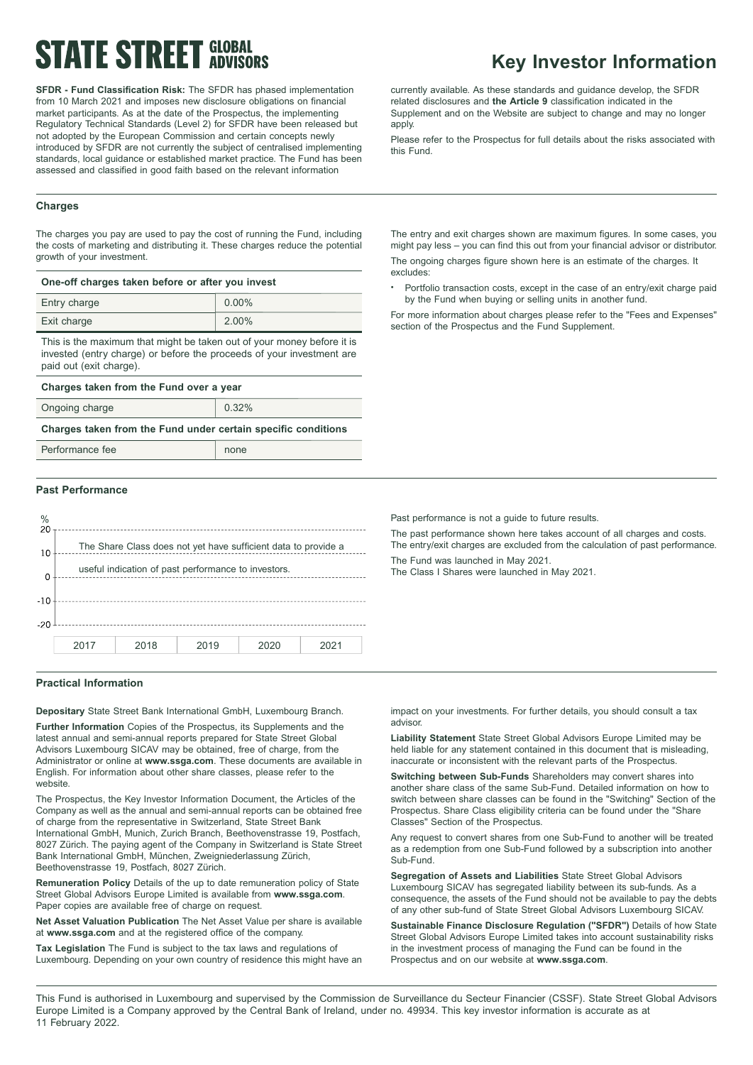**SFDR - Fund Classification Risk:** The SFDR has phased implementation from 10 March 2021 and imposes new disclosure obligations on financial market participants. As at the date of the Prospectus, the implementing Regulatory Technical Standards (Level 2) for SFDR have been released but not adopted by the European Commission and certain concepts newly introduced by SFDR are not currently the subject of centralised implementing standards, local guidance or established market practice. The Fund has been assessed and classified in good faith based on the relevant information currently available. As these standards and guidance develop, the SFDR related disclosures and **the Article 9** classification indicated in the Supplement and on the Website are subject to change and may no longer apply.

Please refer to the Prospectus for full details about the risks associated with this Fund.

### Charges

The charges you pay are used to pay the cost of running the Fund, including the costs of marketing and distributing it. These charges reduce the potential growth of your investment.

| One-off charges taken before or after you invest | |
|---|---|
| Entry charge | 0.00% |
| Exit charge | 2.00% |

This is the maximum that might be taken out of your money before it is invested (entry charge) or before the proceeds of your investment are paid out (exit charge).

| Charges taken from the Fund over a year | |
|---|---|
| Ongoing charge | 0.32% |
| **Charges taken from the Fund under certain specific conditions** | |
| Performance fee | none |

The entry and exit charges shown are maximum figures. In some cases, you might pay less – you can find this out from your financial advisor or distributor.

The ongoing charges figure shown here is an estimate of the charges. It excludes:

- Portfolio transaction costs, except in the case of an entry/exit charge paid by the Fund when buying or selling units in another fund.

For more information about charges please refer to the "Fees and Expenses" section of the Prospectus and the Fund Supplement.

### Past Performance

%
20
10
0
-10
-20

The Share Class does not yet have sufficient data to provide a useful indication of past performance to investors.

2017 2018 2019 2020 2021

Past performance is not a guide to future results.

The past performance shown here takes account of all charges and costs. The entry/exit charges are excluded from the calculation of past performance.

The Fund was launched in May 2021.
The Class I Shares were launched in May 2021.

### Practical Information

**Depositary** State Street Bank International GmbH, Luxembourg Branch.

**Further Information** Copies of the Prospectus, its Supplements and the latest annual and semi-annual reports prepared for State Street Global Advisors Luxembourg SICAV may be obtained, free of charge, from the Administrator or online at **www.ssga.com**. These documents are available in English. For information about other share classes, please refer to the website.

The Prospectus, the Key Investor Information Document, the Articles of the Company as well as the annual and semi-annual reports can be obtained free of charge from the representative in Switzerland, State Street Bank International GmbH, Munich, Zurich Branch, Beethovenstrasse 19, Postfach, 8027 Zürich. The paying agent of the Company in Switzerland is State Street Bank International GmbH, München, Zweigniederlassung Zürich, Beethovenstrasse 19, Postfach, 8027 Zürich.

**Remuneration Policy** Details of the up to date remuneration policy of State Street Global Advisors Europe Limited is available from **www.ssga.com**. Paper copies are available free of charge on request.

**Net Asset Valuation Publication** The Net Asset Value per share is available at **www.ssga.com** and at the registered office of the company.

**Tax Legislation** The Fund is subject to the tax laws and regulations of Luxembourg. Depending on your own country of residence this might have an impact on your investments. For further details, you should consult a tax advisor.

**Liability Statement** State Street Global Advisors Europe Limited may be held liable for any statement contained in this document that is misleading, inaccurate or inconsistent with the relevant parts of the Prospectus.

**Switching between Sub-Funds** Shareholders may convert shares into another share class of the same Sub-Fund. Detailed information on how to switch between share classes can be found in the "Switching" Section of the Prospectus. Share Class eligibility criteria can be found under the "Share Classes" Section of the Prospectus.

Any request to convert shares from one Sub-Fund to another will be treated as a redemption from one Sub-Fund followed by a subscription into another Sub-Fund.

**Segregation of Assets and Liabilities** State Street Global Advisors Luxembourg SICAV has segregated liability between its sub-funds. As a consequence, the assets of the Fund should not be available to pay the debts of any other sub-fund of State Street Global Advisors Luxembourg SICAV.

**Sustainable Finance Disclosure Regulation ("SFDR")** Details of how State Street Global Advisors Europe Limited takes into account sustainability risks in the investment process of managing the Fund can be found in the Prospectus and on our website at **www.ssga.com**.

This Fund is authorised in Luxembourg and supervised by the Commission de Surveillance du Secteur Financier (CSSF). State Street Global Advisors Europe Limited is a Company approved by the Central Bank of Ireland, under no. 49934. This key investor information is accurate as at 11 February 2022.